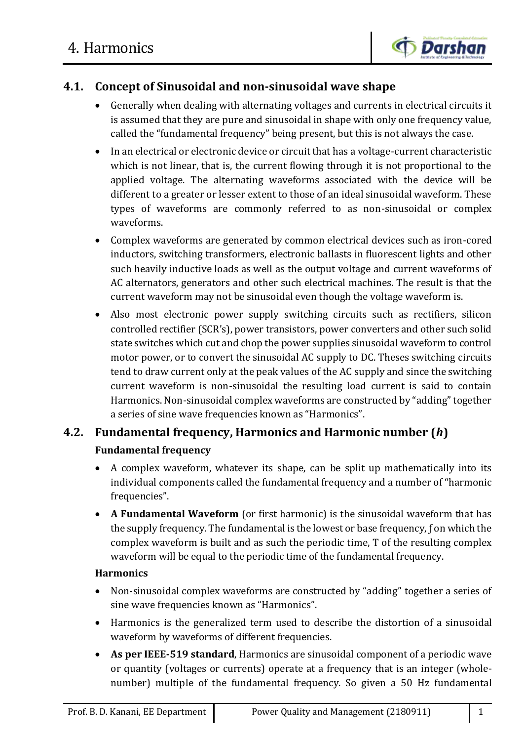# 4. Harmonics

## 4.1. Concept of Sinusoidal and non-sinusoidal wave shape

- Generally when dealing with alternating voltages and currents in electrical circuits it is assumed that they are pure and sinusoidal in shape with only one frequency value, called the "fundamental frequency" being present, but this is not always the case.
- In an electrical or electronic device or circuit that has a voltage-current characteristic which is not linear, that is, the current flowing through it is not proportional to the applied voltage. The alternating waveforms associated with the device will be different to a greater or lesser extent to those of an ideal sinusoidal waveform. These types of waveforms are commonly referred to as non-sinusoidal or complex waveforms.
- Complex waveforms are generated by common electrical devices such as iron-cored inductors, switching transformers, electronic ballasts in fluorescent lights and other such heavily inductive loads as well as the output voltage and current waveforms of AC alternators, generators and other such electrical machines. The result is that the current waveform may not be sinusoidal even though the voltage waveform is.
- Also most electronic power supply switching circuits such as rectifiers, silicon controlled rectifier (SCR's), power transistors, power converters and other such solid state switches which cut and chop the power supplies sinusoidal waveform to control motor power, or to convert the sinusoidal AC supply to DC. Theses switching circuits tend to draw current only at the peak values of the AC supply and since the switching current waveform is non-sinusoidal the resulting load current is said to contain Harmonics. Non-sinusoidal complex waveforms are constructed by "adding" together a series of sine wave frequencies known as "Harmonics".

## 4.2. Fundamental frequency, Harmonics and Harmonic number (*h*)

### Fundamental frequency

- A complex waveform, whatever its shape, can be split up mathematically into its individual components called the fundamental frequency and a number of "harmonic frequencies".
- **A Fundamental Waveform** (or first harmonic) is the sinusoidal waveform that has the supply frequency. The fundamental is the lowest or base frequency, *ƒ* on which the complex waveform is built and as such the periodic time, T of the resulting complex waveform will be equal to the periodic time of the fundamental frequency.

### Harmonics

- Non-sinusoidal complex waveforms are constructed by "adding" together a series of sine wave frequencies known as "Harmonics".
- Harmonics is the generalized term used to describe the distortion of a sinusoidal waveform by waveforms of different frequencies.
- **As per IEEE-519 standard**, Harmonics are sinusoidal component of a periodic wave or quantity (voltages or currents) operate at a frequency that is an integer (whole-number) multiple of the fundamental frequency. So given a 50 Hz fundamental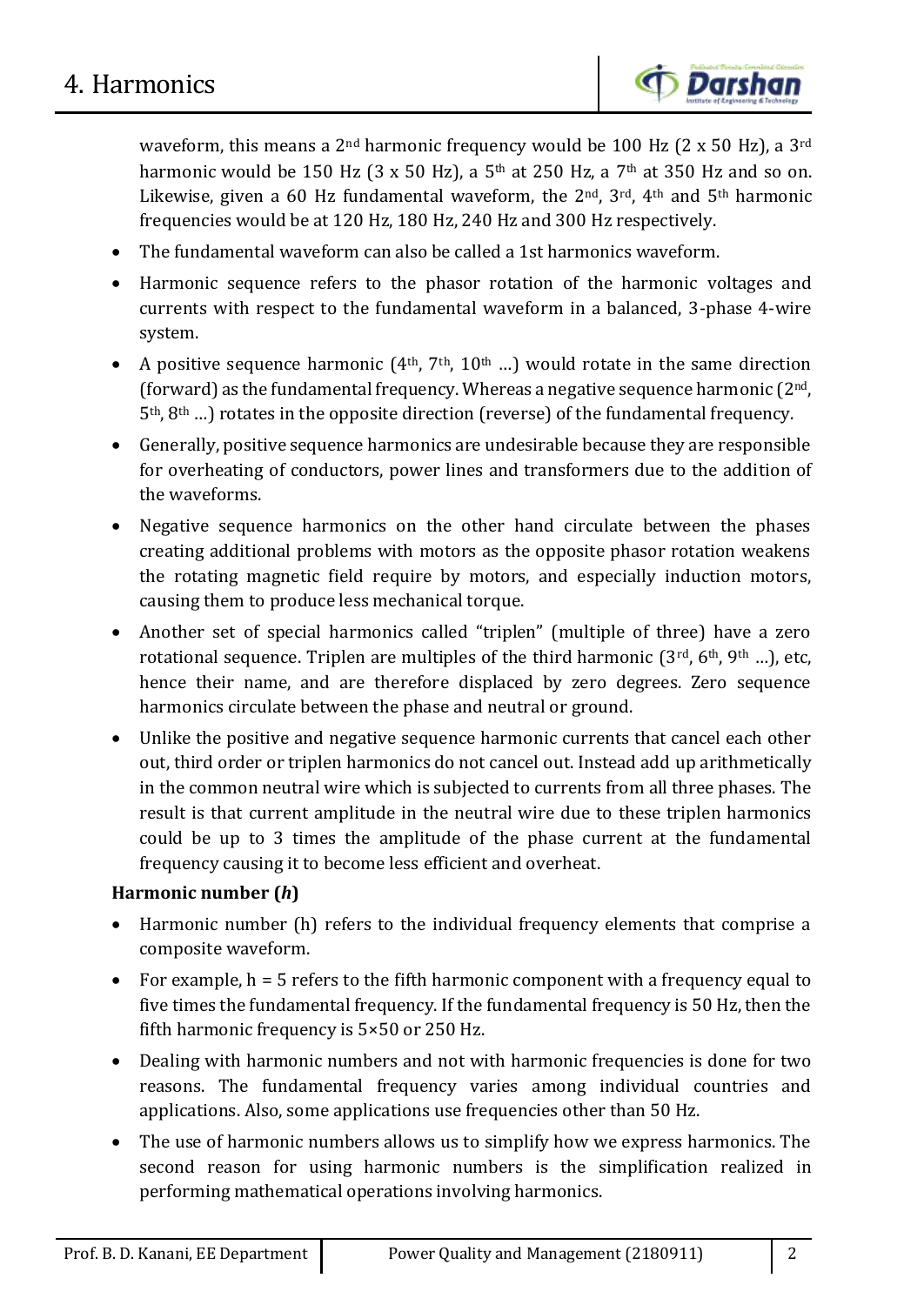waveform, this means a 2nd harmonic frequency would be 100 Hz (2 x 50 Hz), a 3rd harmonic would be 150 Hz (3 x 50 Hz), a 5th at 250 Hz, a 7th at 350 Hz and so on. Likewise, given a 60 Hz fundamental waveform, the 2nd, 3rd, 4th and 5th harmonic frequencies would be at 120 Hz, 180 Hz, 240 Hz and 300 Hz respectively.

- The fundamental waveform can also be called a 1st harmonics waveform.
- Harmonic sequence refers to the phasor rotation of the harmonic voltages and currents with respect to the fundamental waveform in a balanced, 3-phase 4-wire system.
- A positive sequence harmonic (4th, 7th, 10th …) would rotate in the same direction (forward) as the fundamental frequency. Whereas a negative sequence harmonic (2nd, 5th, 8th …) rotates in the opposite direction (reverse) of the fundamental frequency.
- Generally, positive sequence harmonics are undesirable because they are responsible for overheating of conductors, power lines and transformers due to the addition of the waveforms.
- Negative sequence harmonics on the other hand circulate between the phases creating additional problems with motors as the opposite phasor rotation weakens the rotating magnetic field require by motors, and especially induction motors, causing them to produce less mechanical torque.
- Another set of special harmonics called "triplen" (multiple of three) have a zero rotational sequence. Triplen are multiples of the third harmonic (3rd, 6th, 9th …), etc, hence their name, and are therefore displaced by zero degrees. Zero sequence harmonics circulate between the phase and neutral or ground.
- Unlike the positive and negative sequence harmonic currents that cancel each other out, third order or triplen harmonics do not cancel out. Instead add up arithmetically in the common neutral wire which is subjected to currents from all three phases. The result is that current amplitude in the neutral wire due to these triplen harmonics could be up to 3 times the amplitude of the phase current at the fundamental frequency causing it to become less efficient and overheat.

**Harmonic number (*h*)**

- Harmonic number (h) refers to the individual frequency elements that comprise a composite waveform.
- For example, h = 5 refers to the fifth harmonic component with a frequency equal to five times the fundamental frequency. If the fundamental frequency is 50 Hz, then the fifth harmonic frequency is 5×50 or 250 Hz.
- Dealing with harmonic numbers and not with harmonic frequencies is done for two reasons. The fundamental frequency varies among individual countries and applications. Also, some applications use frequencies other than 50 Hz.
- The use of harmonic numbers allows us to simplify how we express harmonics. The second reason for using harmonic numbers is the simplification realized in performing mathematical operations involving harmonics.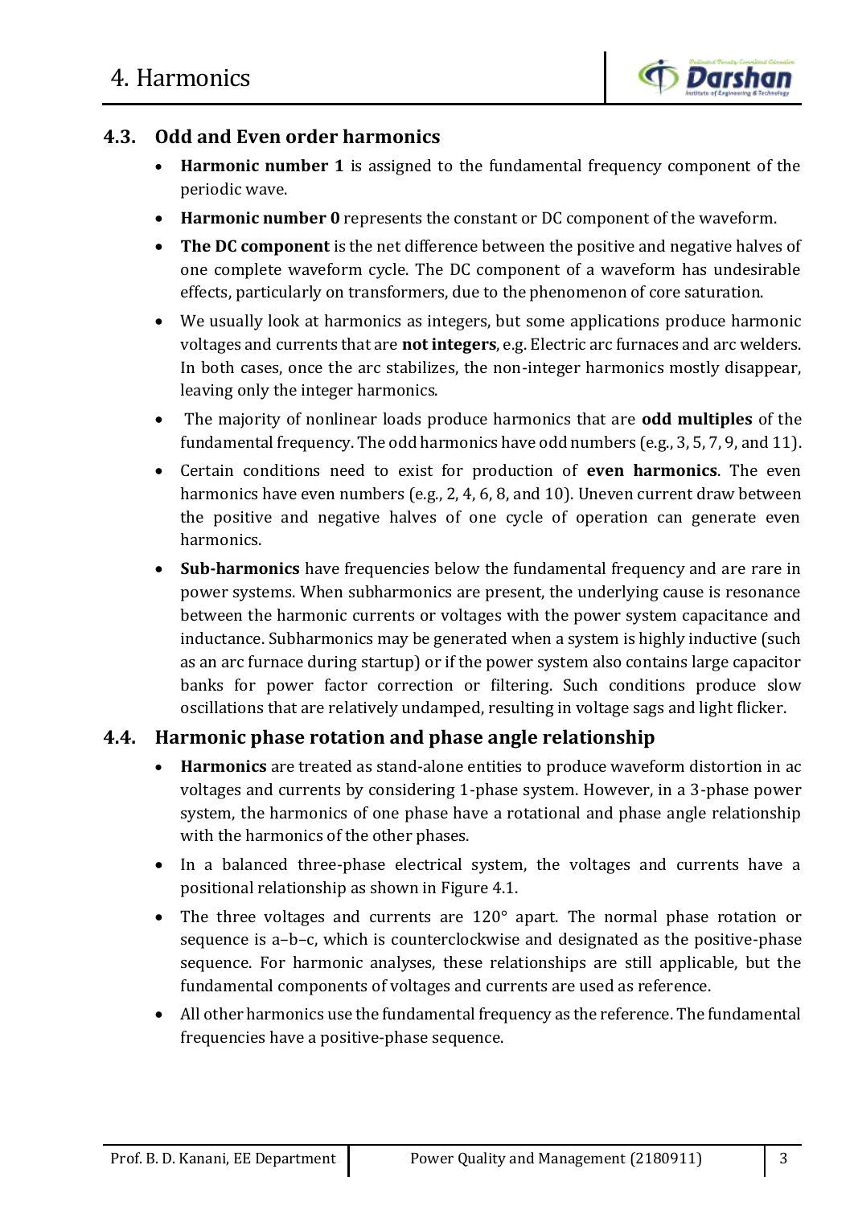## 4.3. Odd and Even order harmonics

- **Harmonic number 1** is assigned to the fundamental frequency component of the periodic wave.
- **Harmonic number 0** represents the constant or DC component of the waveform.
- **The DC component** is the net difference between the positive and negative halves of one complete waveform cycle. The DC component of a waveform has undesirable effects, particularly on transformers, due to the phenomenon of core saturation.
- We usually look at harmonics as integers, but some applications produce harmonic voltages and currents that are **not integers**, e.g. Electric arc furnaces and arc welders. In both cases, once the arc stabilizes, the non-integer harmonics mostly disappear, leaving only the integer harmonics.
- The majority of nonlinear loads produce harmonics that are **odd multiples** of the fundamental frequency. The odd harmonics have odd numbers (e.g., 3, 5, 7, 9, and 11).
- Certain conditions need to exist for production of **even harmonics**. The even harmonics have even numbers (e.g., 2, 4, 6, 8, and 10). Uneven current draw between the positive and negative halves of one cycle of operation can generate even harmonics.
- **Sub-harmonics** have frequencies below the fundamental frequency and are rare in power systems. When subharmonics are present, the underlying cause is resonance between the harmonic currents or voltages with the power system capacitance and inductance. Subharmonics may be generated when a system is highly inductive (such as an arc furnace during startup) or if the power system also contains large capacitor banks for power factor correction or filtering. Such conditions produce slow oscillations that are relatively undamped, resulting in voltage sags and light flicker.

## 4.4. Harmonic phase rotation and phase angle relationship

- **Harmonics** are treated as stand-alone entities to produce waveform distortion in ac voltages and currents by considering 1-phase system. However, in a 3-phase power system, the harmonics of one phase have a rotational and phase angle relationship with the harmonics of the other phases.
- In a balanced three-phase electrical system, the voltages and currents have a positional relationship as shown in Figure 4.1.
- The three voltages and currents are 120° apart. The normal phase rotation or sequence is a–b–c, which is counterclockwise and designated as the positive-phase sequence. For harmonic analyses, these relationships are still applicable, but the fundamental components of voltages and currents are used as reference.
- All other harmonics use the fundamental frequency as the reference. The fundamental frequencies have a positive-phase sequence.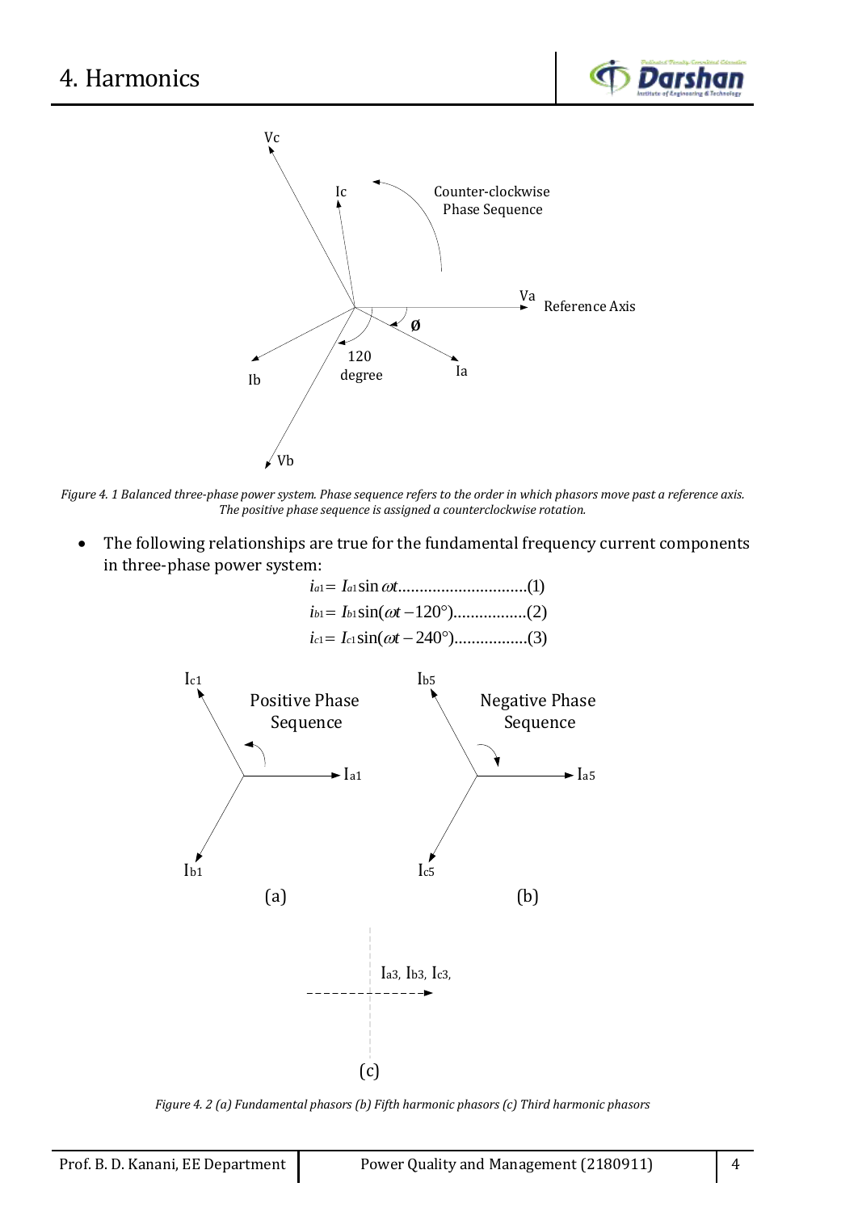*Figure 4. 1 Balanced three-phase power system. Phase sequence refers to the order in which phasors move past a reference axis. The positive phase sequence is assigned a counterclockwise rotation.*

- The following relationships are true for the fundamental frequency current components in three-phase power system:

$$i_{a1} = I_{a1} \sin \omega t \text{..............................(1)}$$

$$i_{b1} = I_{b1} \sin(\omega t - 120°) \text{.................(2)}$$

$$i_{c1} = I_{c1} \sin(\omega t - 240°) \text{.................(3)}$$

*Figure 4. 2 (a) Fundamental phasors (b) Fifth harmonic phasors (c) Third harmonic phasors*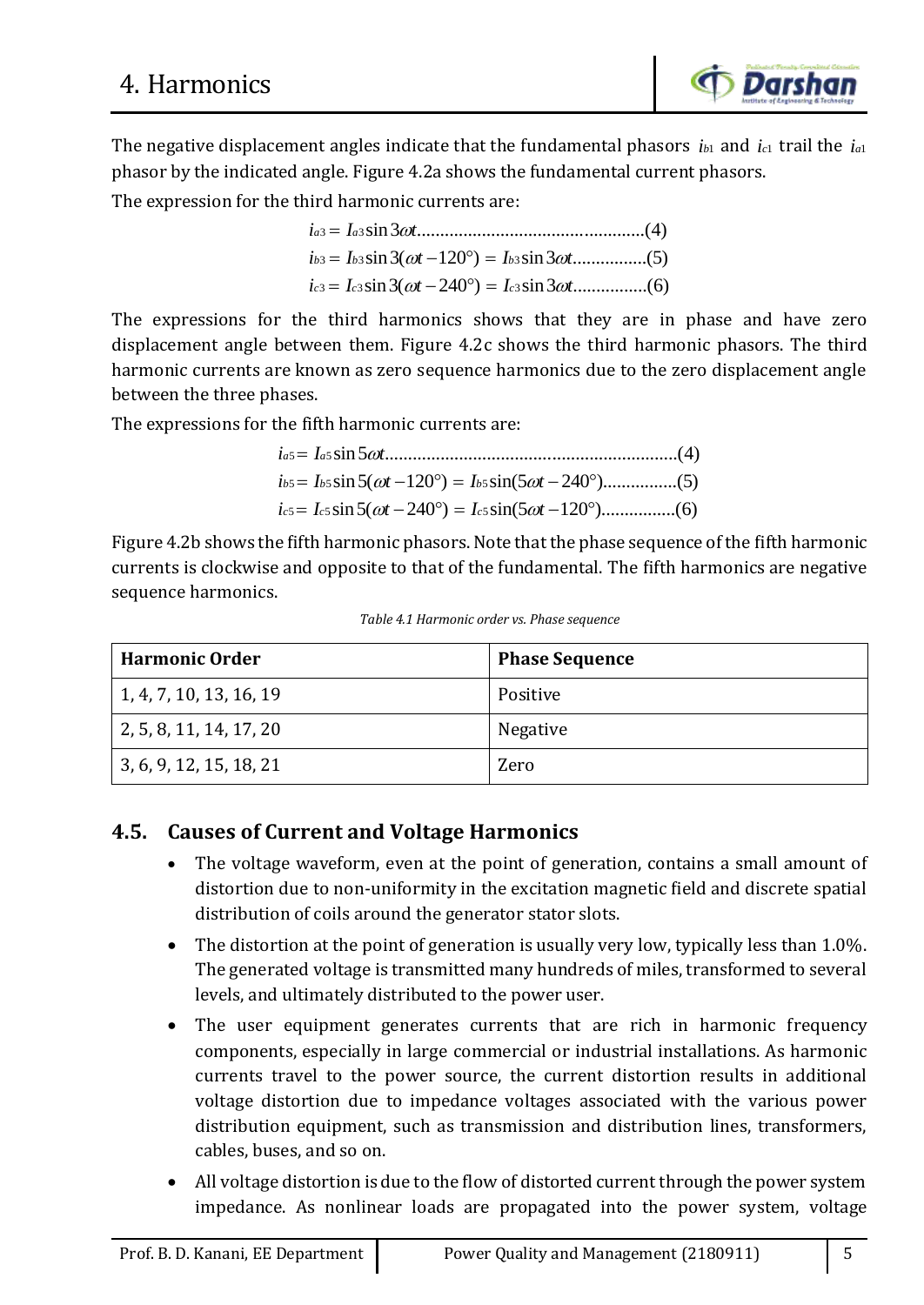The negative displacement angles indicate that the fundamental phasors $i_{b1}$ and $i_{c1}$ trail the $i_{a1}$ phasor by the indicated angle. Figure 4.2a shows the fundamental current phasors.

The expression for the third harmonic currents are:

$$i_{a3} = I_{a3}\sin 3\omega t \text{.................................................(4)}$$

$$i_{b3} = I_{b3}\sin 3(\omega t - 120°) = I_{b3}\sin 3\omega t \text{................(5)}$$

$$i_{c3} = I_{c3}\sin 3(\omega t - 240°) = I_{c3}\sin 3\omega t \text{................(6)}$$

The expressions for the third harmonics shows that they are in phase and have zero displacement angle between them. Figure 4.2c shows the third harmonic phasors. The third harmonic currents are known as zero sequence harmonics due to the zero displacement angle between the three phases.

The expressions for the fifth harmonic currents are:

$$i_{a5} = I_{a5}\sin 5\omega t \text{...............................................................(4)}$$

$$i_{b5} = I_{b5}\sin 5(\omega t - 120°) = I_{b5}\sin(5\omega t - 240°) \text{................(5)}$$

$$i_{c5} = I_{c5}\sin 5(\omega t - 240°) = I_{c5}\sin(5\omega t - 120°) \text{................(6)}$$

Figure 4.2b shows the fifth harmonic phasors. Note that the phase sequence of the fifth harmonic currents is clockwise and opposite to that of the fundamental. The fifth harmonics are negative sequence harmonics.

*Table 4.1 Harmonic order vs. Phase sequence*

| **Harmonic Order** | **Phase Sequence** |
|---|---|
| 1, 4, 7, 10, 13, 16, 19 | Positive |
| 2, 5, 8, 11, 14, 17, 20 | Negative |
| 3, 6, 9, 12, 15, 18, 21 | Zero |

## 4.5. Causes of Current and Voltage Harmonics

- The voltage waveform, even at the point of generation, contains a small amount of distortion due to non-uniformity in the excitation magnetic field and discrete spatial distribution of coils around the generator stator slots.
- The distortion at the point of generation is usually very low, typically less than 1.0%. The generated voltage is transmitted many hundreds of miles, transformed to several levels, and ultimately distributed to the power user.
- The user equipment generates currents that are rich in harmonic frequency components, especially in large commercial or industrial installations. As harmonic currents travel to the power source, the current distortion results in additional voltage distortion due to impedance voltages associated with the various power distribution equipment, such as transmission and distribution lines, transformers, cables, buses, and so on.
- All voltage distortion is due to the flow of distorted current through the power system impedance. As nonlinear loads are propagated into the power system, voltage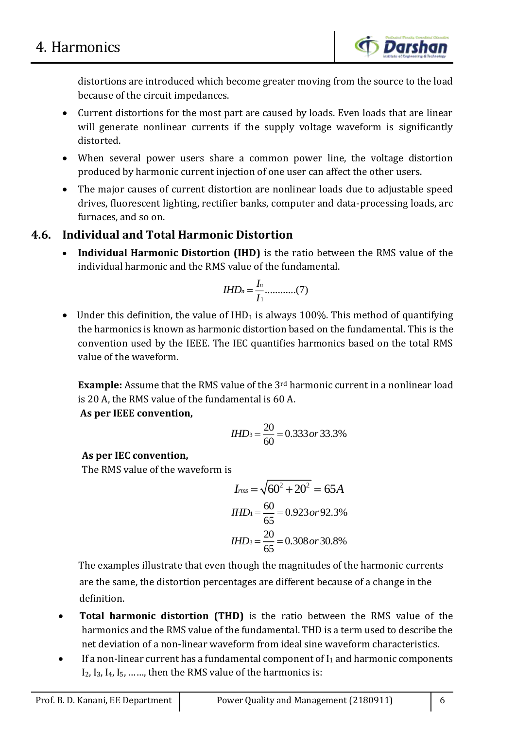distortions are introduced which become greater moving from the source to the load because of the circuit impedances.

- Current distortions for the most part are caused by loads. Even loads that are linear will generate nonlinear currents if the supply voltage waveform is significantly distorted.
- When several power users share a common power line, the voltage distortion produced by harmonic current injection of one user can affect the other users.
- The major causes of current distortion are nonlinear loads due to adjustable speed drives, fluorescent lighting, rectifier banks, computer and data-processing loads, arc furnaces, and so on.

## 4.6. Individual and Total Harmonic Distortion

- **Individual Harmonic Distortion (IHD)** is the ratio between the RMS value of the individual harmonic and the RMS value of the fundamental.

$$IHD_n = \frac{I_n}{I_1} \text{............}(7)$$

- Under this definition, the value of $IHD_1$ is always 100%. This method of quantifying the harmonics is known as harmonic distortion based on the fundamental. This is the convention used by the IEEE. The IEC quantifies harmonics based on the total RMS value of the waveform.

**Example:** Assume that the RMS value of the 3rd harmonic current in a nonlinear load is 20 A, the RMS value of the fundamental is 60 A.

**As per IEEE convention,**

$$IHD_3 = \frac{20}{60} = 0.333 \, or \, 33.3\%$$

**As per IEC convention,**

The RMS value of the waveform is

$$I_{rms} = \sqrt{60^2 + 20^2} = 65A$$

$$IHD_1 = \frac{60}{65} = 0.923 \, or \, 92.3\%$$

$$IHD_3 = \frac{20}{65} = 0.308 \, or \, 30.8\%$$

The examples illustrate that even though the magnitudes of the harmonic currents are the same, the distortion percentages are different because of a change in the definition.

- **Total harmonic distortion (THD)** is the ratio between the RMS value of the harmonics and the RMS value of the fundamental. THD is a term used to describe the net deviation of a non-linear waveform from ideal sine waveform characteristics.
- If a non-linear current has a fundamental component of $I_1$ and harmonic components $I_2$, $I_3$, $I_4$, $I_5$, ……, then the RMS value of the harmonics is: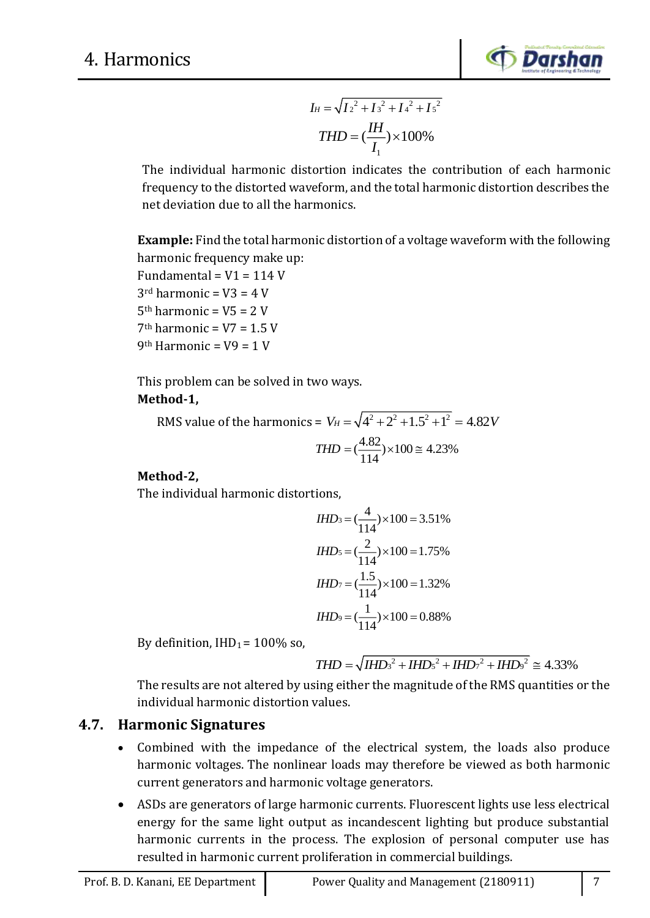$$I_H = \sqrt{I_2^2 + I_3^2 + I_4^2 + I_5^2}$$

$$THD = (\frac{IH}{I_1}) \times 100\%$$

The individual harmonic distortion indicates the contribution of each harmonic frequency to the distorted waveform, and the total harmonic distortion describes the net deviation due to all the harmonics.

**Example:** Find the total harmonic distortion of a voltage waveform with the following harmonic frequency make up:

Fundamental = V1 = 114 V

3rd harmonic = V3 = 4 V

5th harmonic = V5 = 2 V

7th harmonic = V7 = 1.5 V

9th Harmonic = V9 = 1 V

This problem can be solved in two ways.

**Method-1,**

RMS value of the harmonics = $V_H = \sqrt{4^2 + 2^2 + 1.5^2 + 1^2} = 4.82V$

$$THD = (\frac{4.82}{114}) \times 100 \cong 4.23\%$$

**Method-2,**

The individual harmonic distortions,

$$IHD_3 = (\frac{4}{114}) \times 100 = 3.51\%$$

$$IHD_5 = (\frac{2}{114}) \times 100 = 1.75\%$$

$$IHD_7 = (\frac{1.5}{114}) \times 100 = 1.32\%$$

$$IHD_9 = (\frac{1}{114}) \times 100 = 0.88\%$$

By definition, $IHD_1 = 100\%$ so,

$$THD = \sqrt{IHD_3^2 + IHD_5^2 + IHD_7^2 + IHD_9^2} \cong 4.33\%$$

The results are not altered by using either the magnitude of the RMS quantities or the individual harmonic distortion values.

## 4.7. Harmonic Signatures

- Combined with the impedance of the electrical system, the loads also produce harmonic voltages. The nonlinear loads may therefore be viewed as both harmonic current generators and harmonic voltage generators.
- ASDs are generators of large harmonic currents. Fluorescent lights use less electrical energy for the same light output as incandescent lighting but produce substantial harmonic currents in the process. The explosion of personal computer use has resulted in harmonic current proliferation in commercial buildings.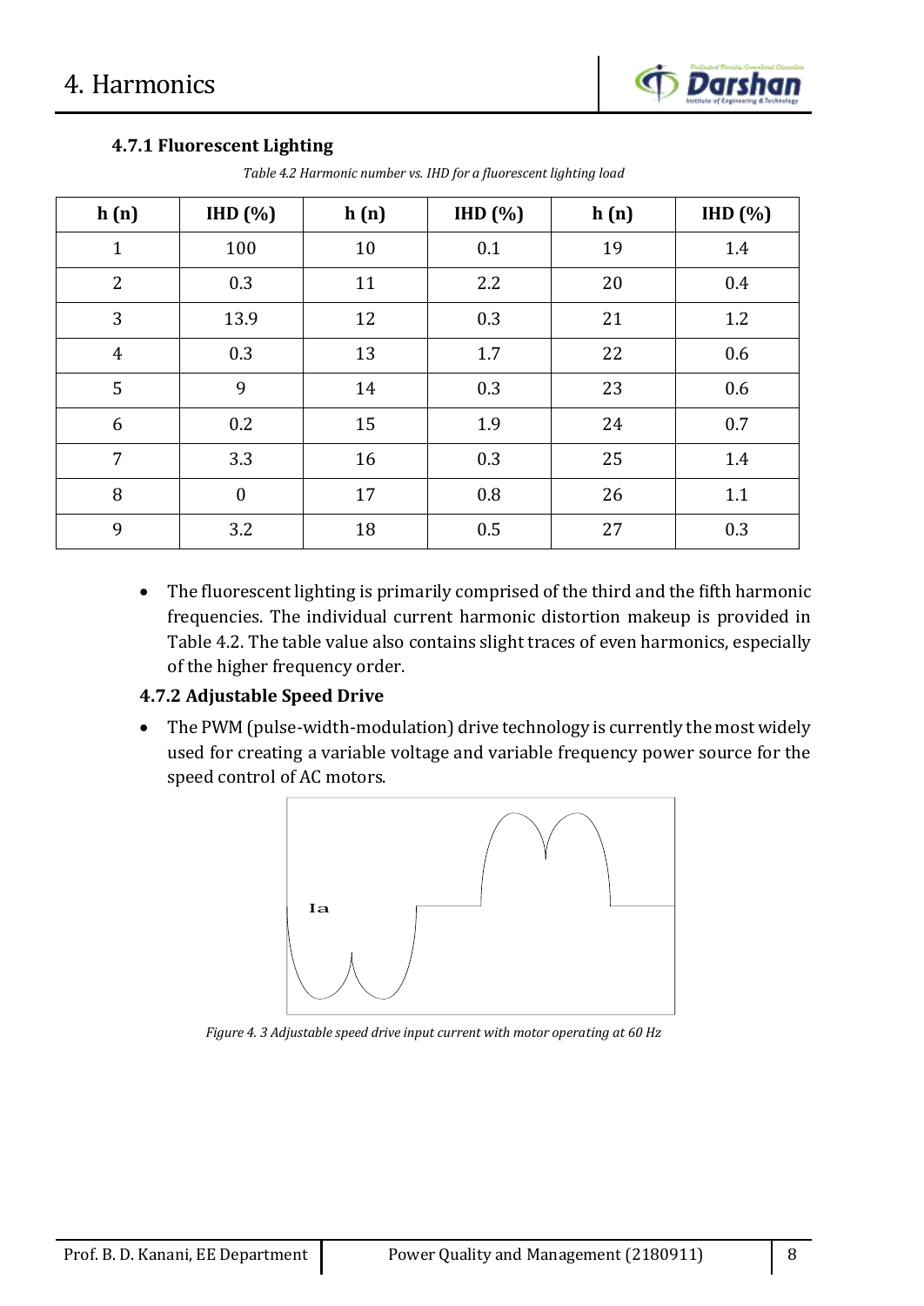### 4.7.1 Fluorescent Lighting

*Table 4.2 Harmonic number vs. IHD for a fluorescent lighting load*

| h (n) | IHD (%) | h (n) | IHD (%) | h (n) | IHD (%) |
|---|---|---|---|---|---|
| 1 | 100 | 10 | 0.1 | 19 | 1.4 |
| 2 | 0.3 | 11 | 2.2 | 20 | 0.4 |
| 3 | 13.9 | 12 | 0.3 | 21 | 1.2 |
| 4 | 0.3 | 13 | 1.7 | 22 | 0.6 |
| 5 | 9 | 14 | 0.3 | 23 | 0.6 |
| 6 | 0.2 | 15 | 1.9 | 24 | 0.7 |
| 7 | 3.3 | 16 | 0.3 | 25 | 1.4 |
| 8 | 0 | 17 | 0.8 | 26 | 1.1 |
| 9 | 3.2 | 18 | 0.5 | 27 | 0.3 |

- The fluorescent lighting is primarily comprised of the third and the fifth harmonic frequencies. The individual current harmonic distortion makeup is provided in Table 4.2. The table value also contains slight traces of even harmonics, especially of the higher frequency order.

### 4.7.2 Adjustable Speed Drive

- The PWM (pulse-width-modulation) drive technology is currently the most widely used for creating a variable voltage and variable frequency power source for the speed control of AC motors.

*Figure 4. 3 Adjustable speed drive input current with motor operating at 60 Hz*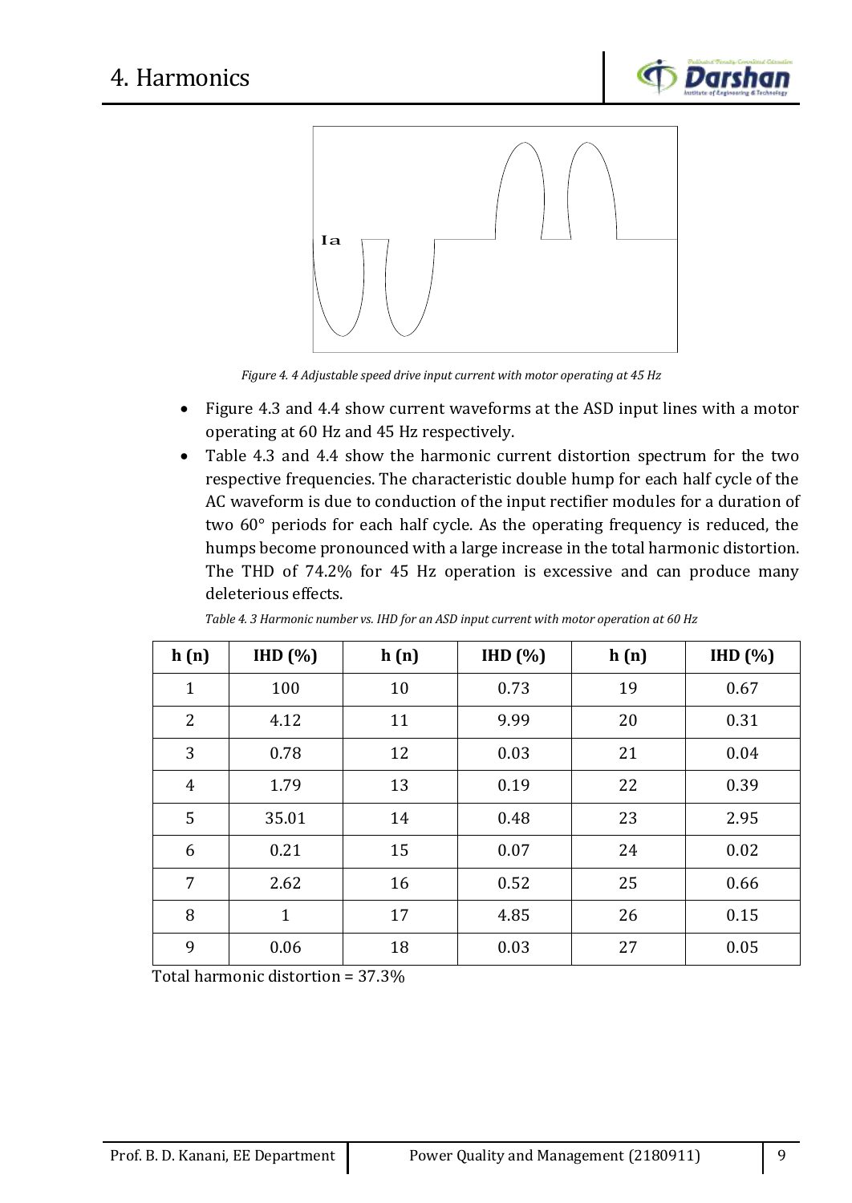Ia

*Figure 4. 4 Adjustable speed drive input current with motor operating at 45 Hz*

- Figure 4.3 and 4.4 show current waveforms at the ASD input lines with a motor operating at 60 Hz and 45 Hz respectively.
- Table 4.3 and 4.4 show the harmonic current distortion spectrum for the two respective frequencies. The characteristic double hump for each half cycle of the AC waveform is due to conduction of the input rectifier modules for a duration of two 60° periods for each half cycle. As the operating frequency is reduced, the humps become pronounced with a large increase in the total harmonic distortion. The THD of 74.2% for 45 Hz operation is excessive and can produce many deleterious effects.

*Table 4. 3 Harmonic number vs. IHD for an ASD input current with motor operation at 60 Hz*

| h (n) | IHD (%) | h (n) | IHD (%) | h (n) | IHD (%) |
|---|---|---|---|---|---|
| 1 | 100 | 10 | 0.73 | 19 | 0.67 |
| 2 | 4.12 | 11 | 9.99 | 20 | 0.31 |
| 3 | 0.78 | 12 | 0.03 | 21 | 0.04 |
| 4 | 1.79 | 13 | 0.19 | 22 | 0.39 |
| 5 | 35.01 | 14 | 0.48 | 23 | 2.95 |
| 6 | 0.21 | 15 | 0.07 | 24 | 0.02 |
| 7 | 2.62 | 16 | 0.52 | 25 | 0.66 |
| 8 | 1 | 17 | 4.85 | 26 | 0.15 |
| 9 | 0.06 | 18 | 0.03 | 27 | 0.05 |

Total harmonic distortion = 37.3%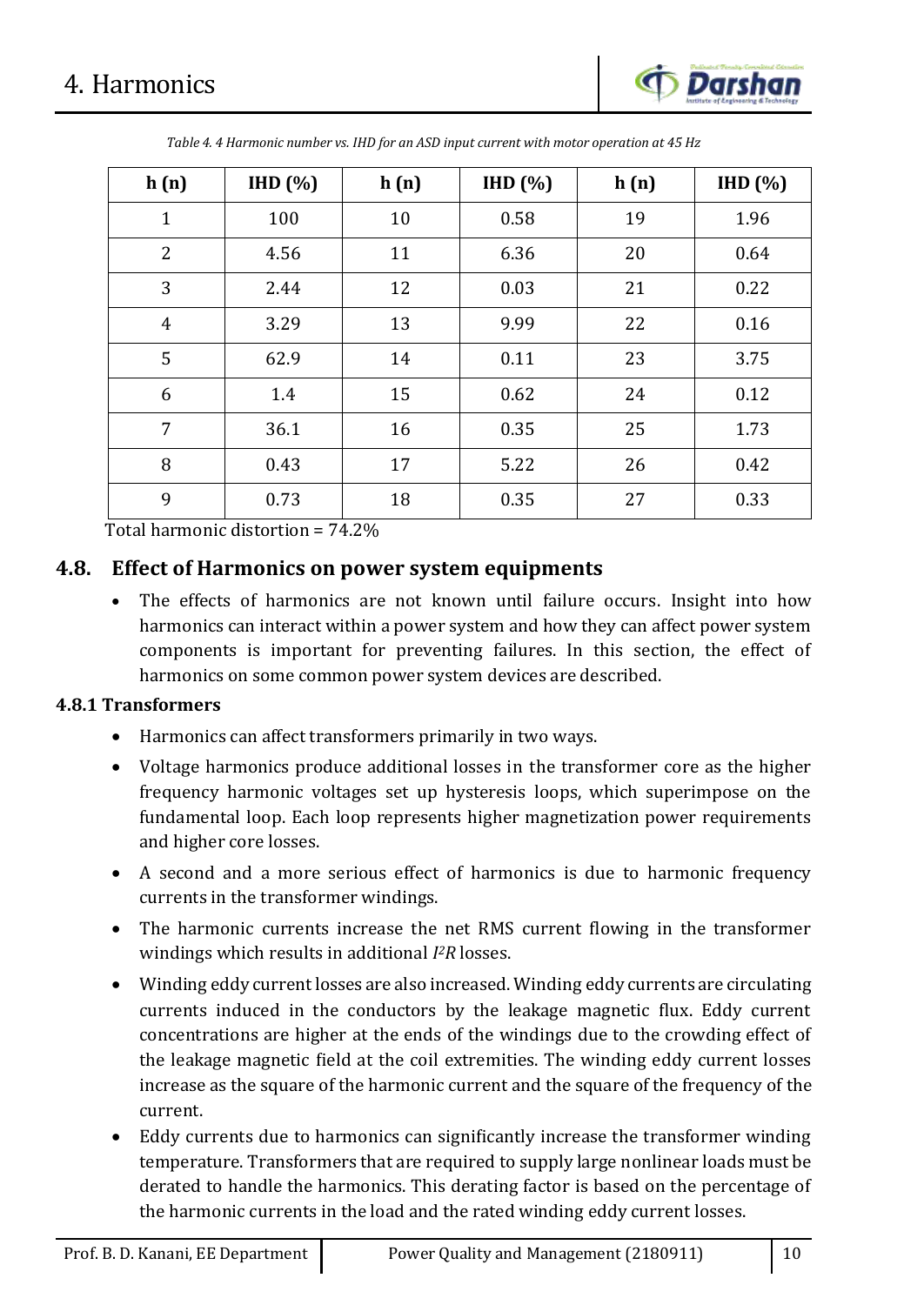*Table 4. 4 Harmonic number vs. IHD for an ASD input current with motor operation at 45 Hz*

| h (n) | IHD (%) | h (n) | IHD (%) | h (n) | IHD (%) |
|---|---|---|---|---|---|
| 1 | 100 | 10 | 0.58 | 19 | 1.96 |
| 2 | 4.56 | 11 | 6.36 | 20 | 0.64 |
| 3 | 2.44 | 12 | 0.03 | 21 | 0.22 |
| 4 | 3.29 | 13 | 9.99 | 22 | 0.16 |
| 5 | 62.9 | 14 | 0.11 | 23 | 3.75 |
| 6 | 1.4 | 15 | 0.62 | 24 | 0.12 |
| 7 | 36.1 | 16 | 0.35 | 25 | 1.73 |
| 8 | 0.43 | 17 | 5.22 | 26 | 0.42 |
| 9 | 0.73 | 18 | 0.35 | 27 | 0.33 |

Total harmonic distortion = 74.2%

## 4.8. Effect of Harmonics on power system equipments

- The effects of harmonics are not known until failure occurs. Insight into how harmonics can interact within a power system and how they can affect power system components is important for preventing failures. In this section, the effect of harmonics on some common power system devices are described.

### 4.8.1 Transformers

- Harmonics can affect transformers primarily in two ways.
- Voltage harmonics produce additional losses in the transformer core as the higher frequency harmonic voltages set up hysteresis loops, which superimpose on the fundamental loop. Each loop represents higher magnetization power requirements and higher core losses.
- A second and a more serious effect of harmonics is due to harmonic frequency currents in the transformer windings.
- The harmonic currents increase the net RMS current flowing in the transformer windings which results in additional $I^2R$ losses.
- Winding eddy current losses are also increased. Winding eddy currents are circulating currents induced in the conductors by the leakage magnetic flux. Eddy current concentrations are higher at the ends of the windings due to the crowding effect of the leakage magnetic field at the coil extremities. The winding eddy current losses increase as the square of the harmonic current and the square of the frequency of the current.
- Eddy currents due to harmonics can significantly increase the transformer winding temperature. Transformers that are required to supply large nonlinear loads must be derated to handle the harmonics. This derating factor is based on the percentage of the harmonic currents in the load and the rated winding eddy current losses.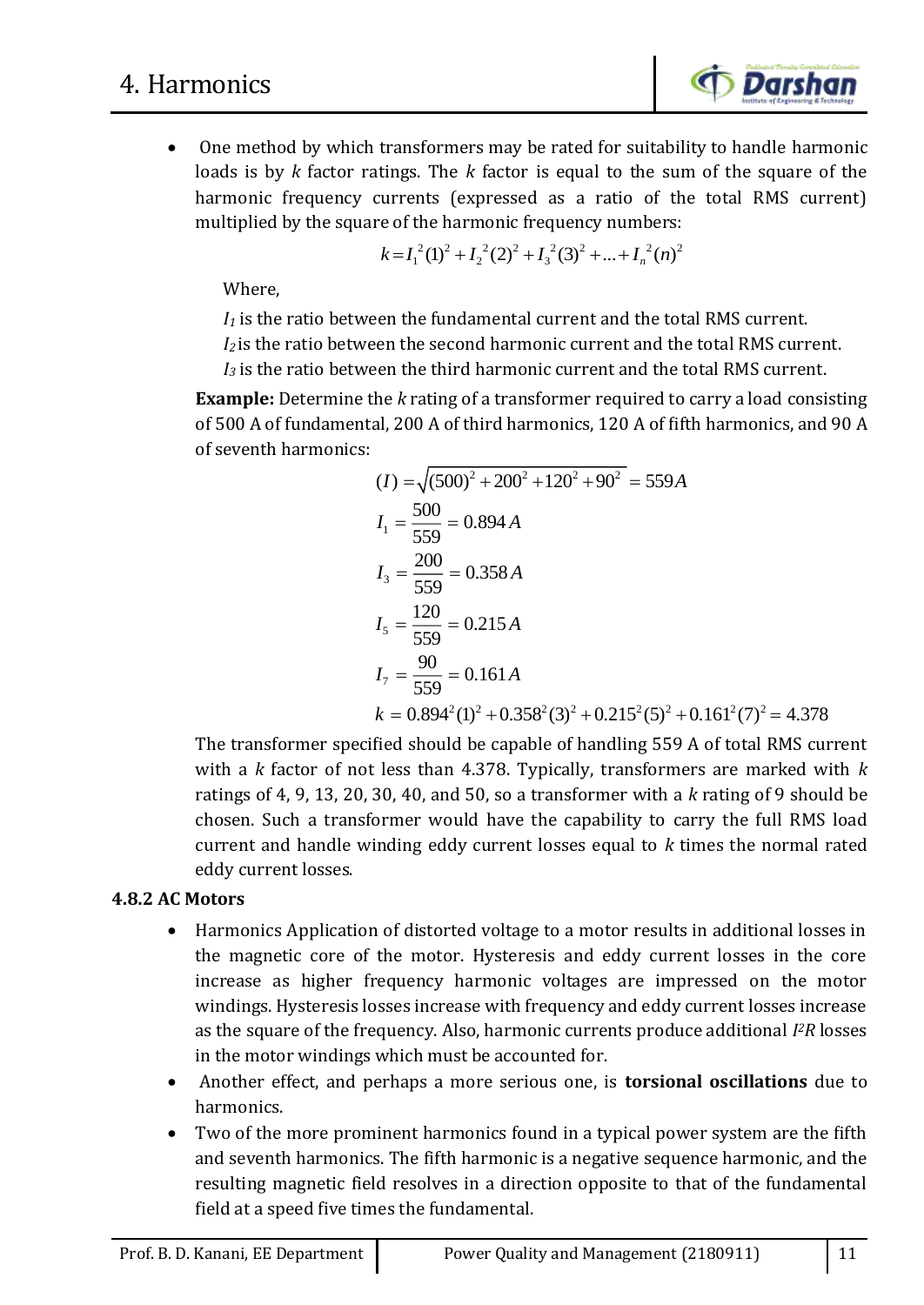- One method by which transformers may be rated for suitability to handle harmonic loads is by $k$ factor ratings. The $k$ factor is equal to the sum of the square of the harmonic frequency currents (expressed as a ratio of the total RMS current) multiplied by the square of the harmonic frequency numbers:

$$k = I_1^2(1)^2 + I_2^2(2)^2 + I_3^2(3)^2 + \ldots + I_n^2(n)^2$$

Where,

$I_1$ is the ratio between the fundamental current and the total RMS current.
$I_2$ is the ratio between the second harmonic current and the total RMS current.
$I_3$ is the ratio between the third harmonic current and the total RMS current.

**Example:** Determine the $k$ rating of a transformer required to carry a load consisting of 500 A of fundamental, 200 A of third harmonics, 120 A of fifth harmonics, and 90 A of seventh harmonics:

$$(I) = \sqrt{(500)^2 + 200^2 + 120^2 + 90^2} = 559A$$

$$I_1 = \frac{500}{559} = 0.894A$$

$$I_3 = \frac{200}{559} = 0.358A$$

$$I_5 = \frac{120}{559} = 0.215A$$

$$I_7 = \frac{90}{559} = 0.161A$$

$$k = 0.894^2(1)^2 + 0.358^2(3)^2 + 0.215^2(5)^2 + 0.161^2(7)^2 = 4.378$$

The transformer specified should be capable of handling 559 A of total RMS current with a $k$ factor of not less than 4.378. Typically, transformers are marked with $k$ ratings of 4, 9, 13, 20, 30, 40, and 50, so a transformer with a $k$ rating of 9 should be chosen. Such a transformer would have the capability to carry the full RMS load current and handle winding eddy current losses equal to $k$ times the normal rated eddy current losses.

### 4.8.2 AC Motors

- Harmonics Application of distorted voltage to a motor results in additional losses in the magnetic core of the motor. Hysteresis and eddy current losses in the core increase as higher frequency harmonic voltages are impressed on the motor windings. Hysteresis losses increase with frequency and eddy current losses increase as the square of the frequency. Also, harmonic currents produce additional $I^2R$ losses in the motor windings which must be accounted for.
- Another effect, and perhaps a more serious one, is **torsional oscillations** due to harmonics.
- Two of the more prominent harmonics found in a typical power system are the fifth and seventh harmonics. The fifth harmonic is a negative sequence harmonic, and the resulting magnetic field resolves in a direction opposite to that of the fundamental field at a speed five times the fundamental.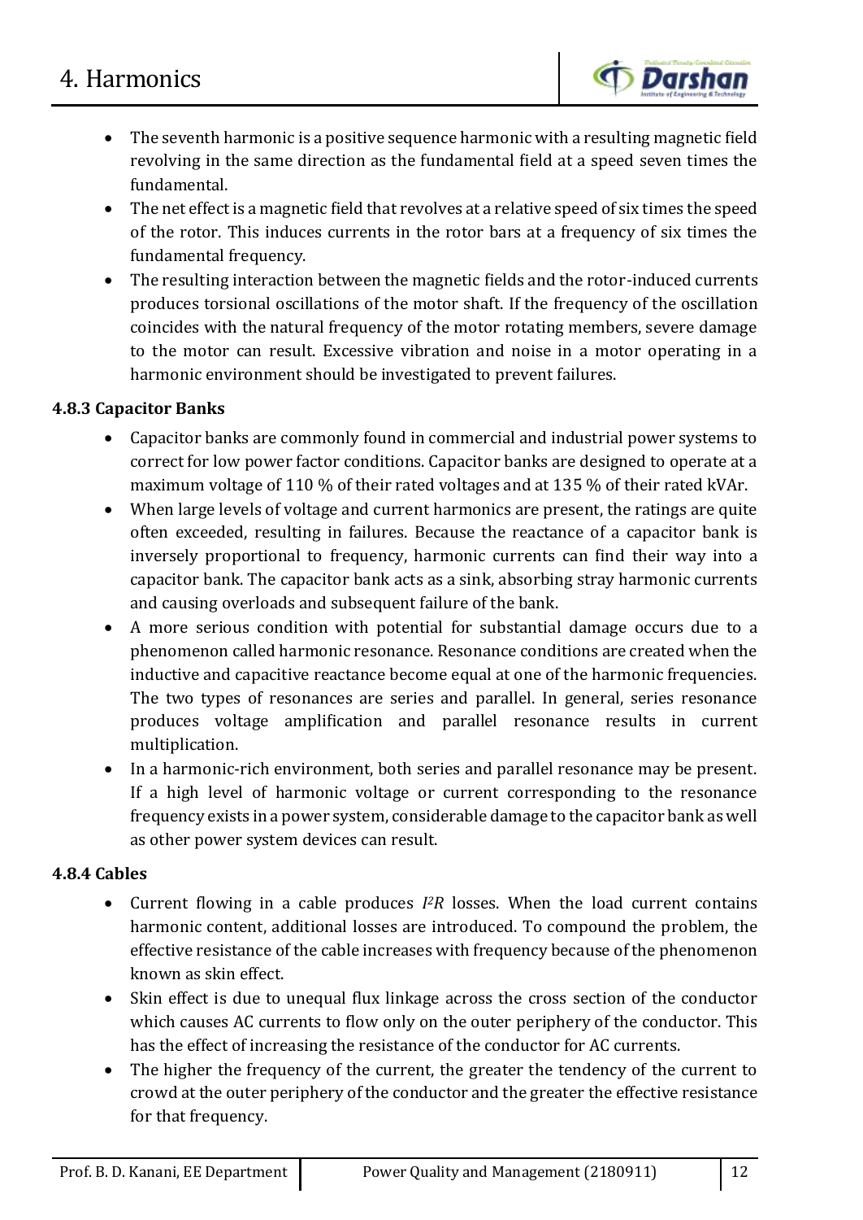- The seventh harmonic is a positive sequence harmonic with a resulting magnetic field revolving in the same direction as the fundamental field at a speed seven times the fundamental.
- The net effect is a magnetic field that revolves at a relative speed of six times the speed of the rotor. This induces currents in the rotor bars at a frequency of six times the fundamental frequency.
- The resulting interaction between the magnetic fields and the rotor-induced currents produces torsional oscillations of the motor shaft. If the frequency of the oscillation coincides with the natural frequency of the motor rotating members, severe damage to the motor can result. Excessive vibration and noise in a motor operating in a harmonic environment should be investigated to prevent failures.

### 4.8.3 Capacitor Banks

- Capacitor banks are commonly found in commercial and industrial power systems to correct for low power factor conditions. Capacitor banks are designed to operate at a maximum voltage of 110 % of their rated voltages and at 135 % of their rated kVAr.
- When large levels of voltage and current harmonics are present, the ratings are quite often exceeded, resulting in failures. Because the reactance of a capacitor bank is inversely proportional to frequency, harmonic currents can find their way into a capacitor bank. The capacitor bank acts as a sink, absorbing stray harmonic currents and causing overloads and subsequent failure of the bank.
- A more serious condition with potential for substantial damage occurs due to a phenomenon called harmonic resonance. Resonance conditions are created when the inductive and capacitive reactance become equal at one of the harmonic frequencies. The two types of resonances are series and parallel. In general, series resonance produces voltage amplification and parallel resonance results in current multiplication.
- In a harmonic-rich environment, both series and parallel resonance may be present. If a high level of harmonic voltage or current corresponding to the resonance frequency exists in a power system, considerable damage to the capacitor bank as well as other power system devices can result.

### 4.8.4 Cables

- Current flowing in a cable produces $I^2R$ losses. When the load current contains harmonic content, additional losses are introduced. To compound the problem, the effective resistance of the cable increases with frequency because of the phenomenon known as skin effect.
- Skin effect is due to unequal flux linkage across the cross section of the conductor which causes AC currents to flow only on the outer periphery of the conductor. This has the effect of increasing the resistance of the conductor for AC currents.
- The higher the frequency of the current, the greater the tendency of the current to crowd at the outer periphery of the conductor and the greater the effective resistance for that frequency.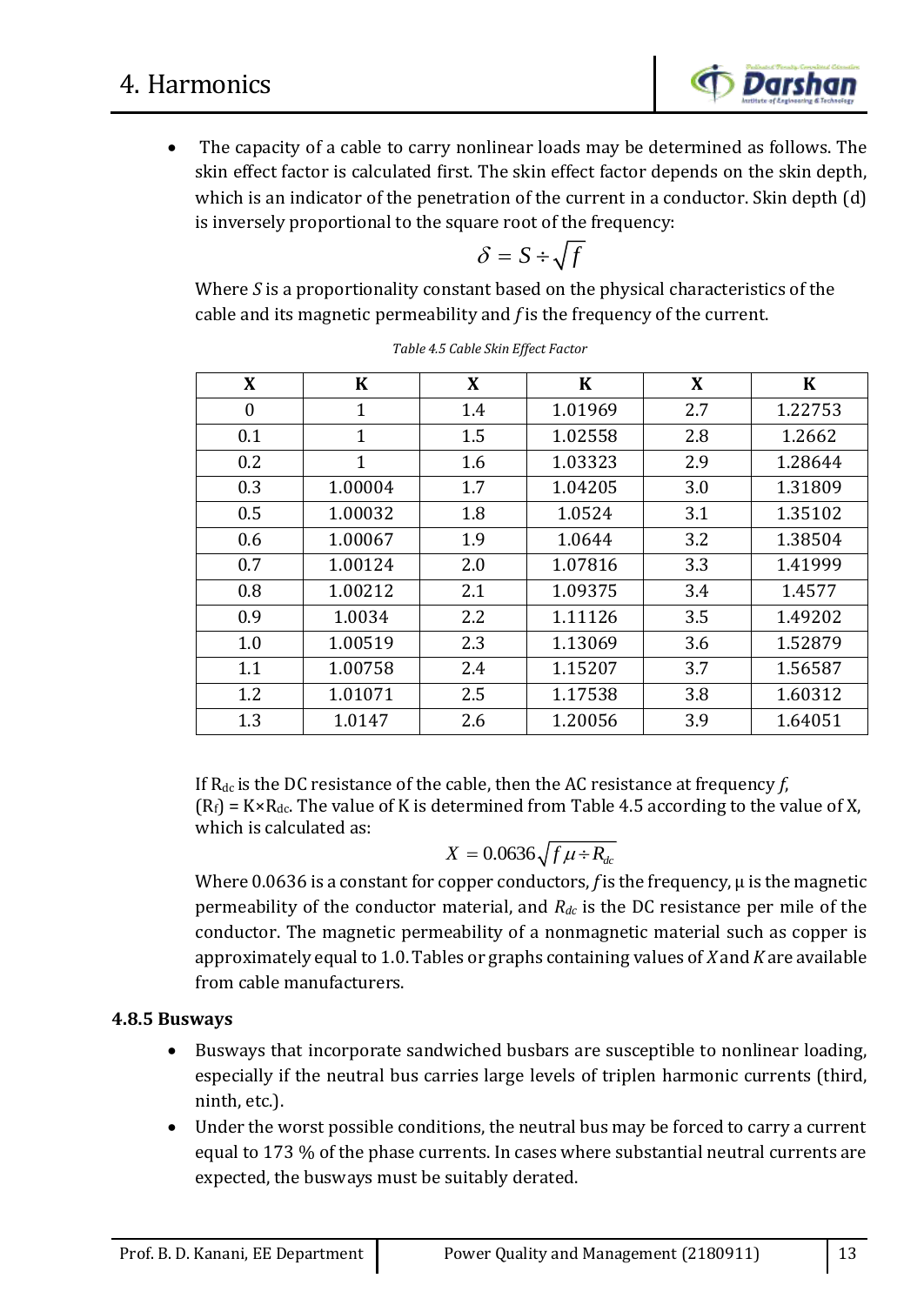- The capacity of a cable to carry nonlinear loads may be determined as follows. The skin effect factor is calculated first. The skin effect factor depends on the skin depth, which is an indicator of the penetration of the current in a conductor. Skin depth (d) is inversely proportional to the square root of the frequency:

$$\delta = S \div \sqrt{f}$$

Where *S* is a proportionality constant based on the physical characteristics of the cable and its magnetic permeability and *f* is the frequency of the current.

*Table 4.5 Cable Skin Effect Factor*

| X | K | X | K | X | K |
|---|---|---|---|---|---|
| 0 | 1 | 1.4 | 1.01969 | 2.7 | 1.22753 |
| 0.1 | 1 | 1.5 | 1.02558 | 2.8 | 1.2662 |
| 0.2 | 1 | 1.6 | 1.03323 | 2.9 | 1.28644 |
| 0.3 | 1.00004 | 1.7 | 1.04205 | 3.0 | 1.31809 |
| 0.5 | 1.00032 | 1.8 | 1.0524 | 3.1 | 1.35102 |
| 0.6 | 1.00067 | 1.9 | 1.0644 | 3.2 | 1.38504 |
| 0.7 | 1.00124 | 2.0 | 1.07816 | 3.3 | 1.41999 |
| 0.8 | 1.00212 | 2.1 | 1.09375 | 3.4 | 1.4577 |
| 0.9 | 1.0034 | 2.2 | 1.11126 | 3.5 | 1.49202 |
| 1.0 | 1.00519 | 2.3 | 1.13069 | 3.6 | 1.52879 |
| 1.1 | 1.00758 | 2.4 | 1.15207 | 3.7 | 1.56587 |
| 1.2 | 1.01071 | 2.5 | 1.17538 | 3.8 | 1.60312 |
| 1.3 | 1.0147 | 2.6 | 1.20056 | 3.9 | 1.64051 |

If $R_{dc}$ is the DC resistance of the cable, then the AC resistance at frequency *f*, ($R_f$) = K×$R_{dc}$. The value of K is determined from Table 4.5 according to the value of X, which is calculated as:

$$X = 0.0636\sqrt{f\mu \div R_{dc}}$$

Where 0.0636 is a constant for copper conductors, *f* is the frequency, μ is the magnetic permeability of the conductor material, and $R_{dc}$ is the DC resistance per mile of the conductor. The magnetic permeability of a nonmagnetic material such as copper is approximately equal to 1.0. Tables or graphs containing values of *X* and *K* are available from cable manufacturers.

### 4.8.5 Busways

- Busways that incorporate sandwiched busbars are susceptible to nonlinear loading, especially if the neutral bus carries large levels of triplen harmonic currents (third, ninth, etc.).
- Under the worst possible conditions, the neutral bus may be forced to carry a current equal to 173 % of the phase currents. In cases where substantial neutral currents are expected, the busways must be suitably derated.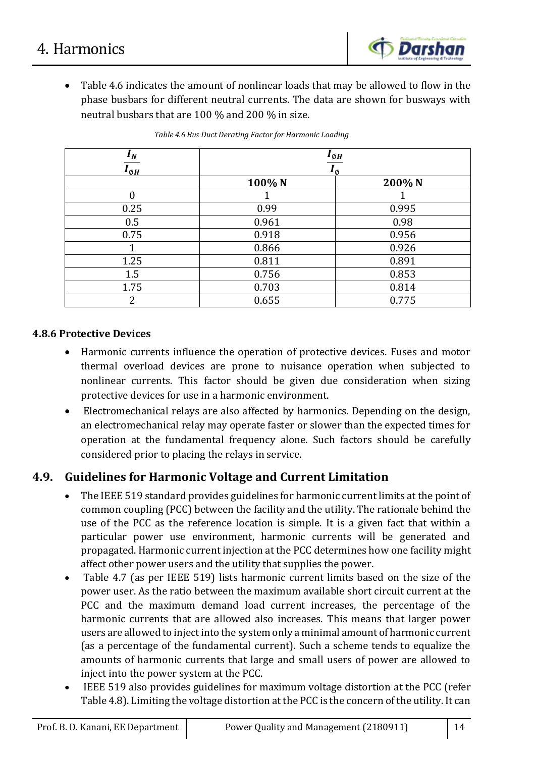- Table 4.6 indicates the amount of nonlinear loads that may be allowed to flow in the phase busbars for different neutral currents. The data are shown for busways with neutral busbars that are 100 % and 200 % in size.

*Table 4.6 Bus Duct Derating Factor for Harmonic Loading*

| $\frac{I_N}{I_{\phi H}}$ | $\frac{I_{\phi H}}{I_{\phi}}$ | |
|---|---|---|
| | **100% N** | **200% N** |
| 0 | 1 | 1 |
| 0.25 | 0.99 | 0.995 |
| 0.5 | 0.961 | 0.98 |
| 0.75 | 0.918 | 0.956 |
| 1 | 0.866 | 0.926 |
| 1.25 | 0.811 | 0.891 |
| 1.5 | 0.756 | 0.853 |
| 1.75 | 0.703 | 0.814 |
| 2 | 0.655 | 0.775 |

#### 4.8.6 Protective Devices

- Harmonic currents influence the operation of protective devices. Fuses and motor thermal overload devices are prone to nuisance operation when subjected to nonlinear currents. This factor should be given due consideration when sizing protective devices for use in a harmonic environment.
- Electromechanical relays are also affected by harmonics. Depending on the design, an electromechanical relay may operate faster or slower than the expected times for operation at the fundamental frequency alone. Such factors should be carefully considered prior to placing the relays in service.

## 4.9. Guidelines for Harmonic Voltage and Current Limitation

- The IEEE 519 standard provides guidelines for harmonic current limits at the point of common coupling (PCC) between the facility and the utility. The rationale behind the use of the PCC as the reference location is simple. It is a given fact that within a particular power use environment, harmonic currents will be generated and propagated. Harmonic current injection at the PCC determines how one facility might affect other power users and the utility that supplies the power.
- Table 4.7 (as per IEEE 519) lists harmonic current limits based on the size of the power user. As the ratio between the maximum available short circuit current at the PCC and the maximum demand load current increases, the percentage of the harmonic currents that are allowed also increases. This means that larger power users are allowed to inject into the system only a minimal amount of harmonic current (as a percentage of the fundamental current). Such a scheme tends to equalize the amounts of harmonic currents that large and small users of power are allowed to inject into the power system at the PCC.
- IEEE 519 also provides guidelines for maximum voltage distortion at the PCC (refer Table 4.8). Limiting the voltage distortion at the PCC is the concern of the utility. It can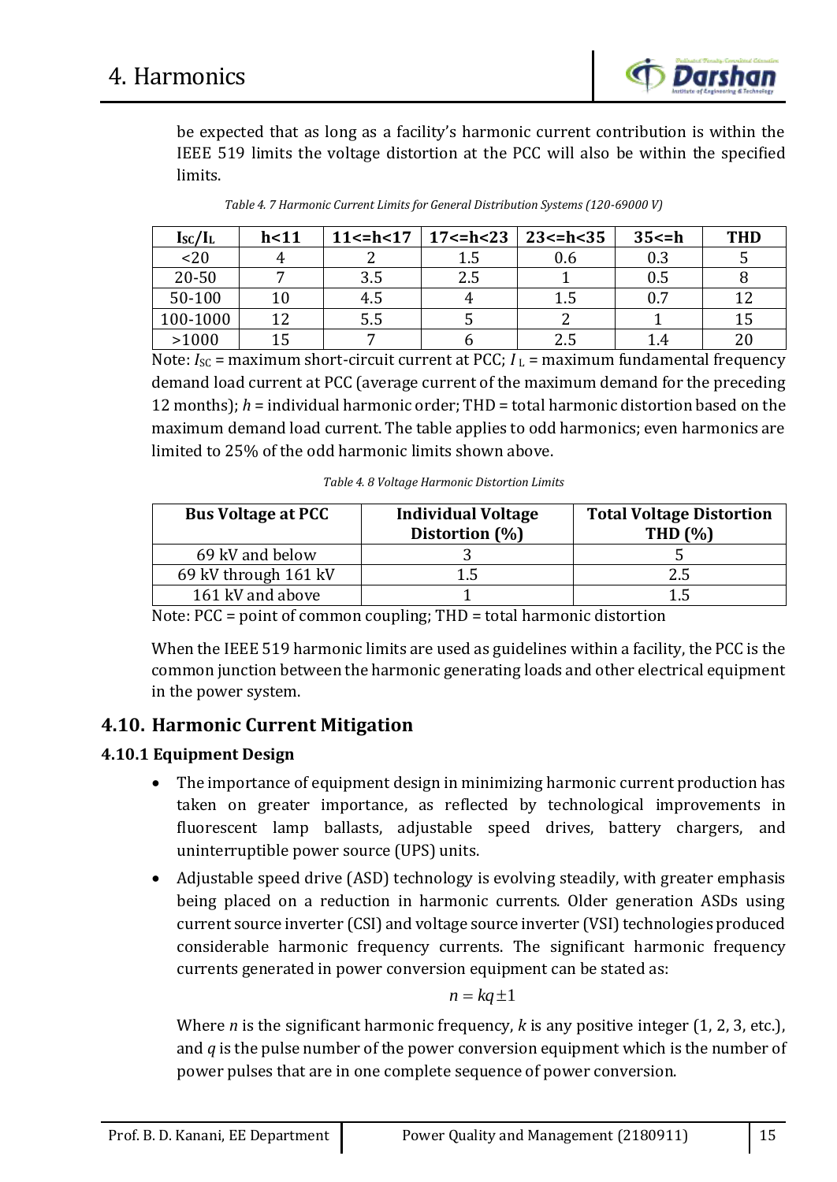be expected that as long as a facility's harmonic current contribution is within the IEEE 519 limits the voltage distortion at the PCC will also be within the specified limits.

*Table 4. 7 Harmonic Current Limits for General Distribution Systems (120-69000 V)*

| $I_{SC}/I_L$ | h<11 | 11<=h<17 | 17<=h<23 | 23<=h<35 | 35<=h | THD |
|---|---|---|---|---|---|---|
| <20 | 4 | 2 | 1.5 | 0.6 | 0.3 | 5 |
| 20-50 | 7 | 3.5 | 2.5 | 1 | 0.5 | 8 |
| 50-100 | 10 | 4.5 | 4 | 1.5 | 0.7 | 12 |
| 100-1000 | 12 | 5.5 | 5 | 2 | 1 | 15 |
| >1000 | 15 | 7 | 6 | 2.5 | 1.4 | 20 |

Note: $I_{SC}$ = maximum short-circuit current at PCC; $I_L$ = maximum fundamental frequency demand load current at PCC (average current of the maximum demand for the preceding 12 months); $h$ = individual harmonic order; THD = total harmonic distortion based on the maximum demand load current. The table applies to odd harmonics; even harmonics are limited to 25% of the odd harmonic limits shown above.

*Table 4. 8 Voltage Harmonic Distortion Limits*

| Bus Voltage at PCC | Individual Voltage Distortion (%) | Total Voltage Distortion THD (%) |
|---|---|---|
| 69 kV and below | 3 | 5 |
| 69 kV through 161 kV | 1.5 | 2.5 |
| 161 kV and above | 1 | 1.5 |

Note: PCC = point of common coupling; THD = total harmonic distortion

When the IEEE 519 harmonic limits are used as guidelines within a facility, the PCC is the common junction between the harmonic generating loads and other electrical equipment in the power system.

## 4.10. Harmonic Current Mitigation

### 4.10.1 Equipment Design

- The importance of equipment design in minimizing harmonic current production has taken on greater importance, as reflected by technological improvements in fluorescent lamp ballasts, adjustable speed drives, battery chargers, and uninterruptible power source (UPS) units.
- Adjustable speed drive (ASD) technology is evolving steadily, with greater emphasis being placed on a reduction in harmonic currents. Older generation ASDs using current source inverter (CSI) and voltage source inverter (VSI) technologies produced considerable harmonic frequency currents. The significant harmonic frequency currents generated in power conversion equipment can be stated as:

$$n = kq \pm 1$$

Where $n$ is the significant harmonic frequency, $k$ is any positive integer (1, 2, 3, etc.), and $q$ is the pulse number of the power conversion equipment which is the number of power pulses that are in one complete sequence of power conversion.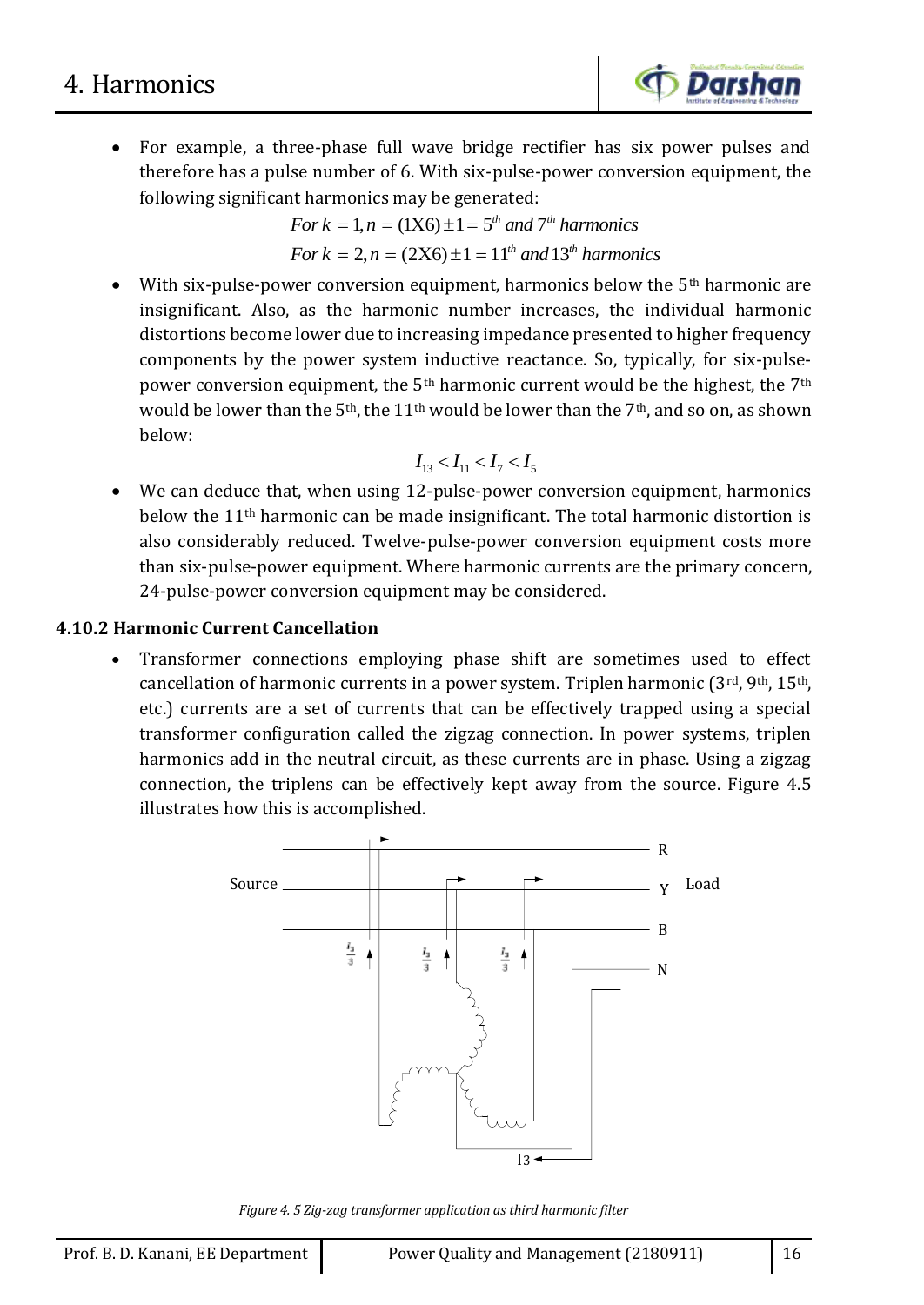- For example, a three-phase full wave bridge rectifier has six power pulses and therefore has a pulse number of 6. With six-pulse-power conversion equipment, the following significant harmonics may be generated:

$$For\ k = 1, n = (1X6) \pm 1 = 5^{th}\ and\ 7^{th}\ harmonics$$

$$For\ k = 2, n = (2X6) \pm 1 = 11^{th}\ and\ 13^{th}\ harmonics$$

- With six-pulse-power conversion equipment, harmonics below the 5th harmonic are insignificant. Also, as the harmonic number increases, the individual harmonic distortions become lower due to increasing impedance presented to higher frequency components by the power system inductive reactance. So, typically, for six-pulse-power conversion equipment, the 5th harmonic current would be the highest, the 7th would be lower than the 5th, the 11th would be lower than the 7th, and so on, as shown below:

$$I_{13} < I_{11} < I_7 < I_5$$

- We can deduce that, when using 12-pulse-power conversion equipment, harmonics below the 11th harmonic can be made insignificant. The total harmonic distortion is also considerably reduced. Twelve-pulse-power conversion equipment costs more than six-pulse-power equipment. Where harmonic currents are the primary concern, 24-pulse-power conversion equipment may be considered.

### 4.10.2 Harmonic Current Cancellation

- Transformer connections employing phase shift are sometimes used to effect cancellation of harmonic currents in a power system. Triplen harmonic (3rd, 9th, 15th, etc.) currents are a set of currents that can be effectively trapped using a special transformer configuration called the zigzag connection. In power systems, triplen harmonics add in the neutral circuit, as these currents are in phase. Using a zigzag connection, the triplens can be effectively kept away from the source. Figure 4.5 illustrates how this is accomplished.

*Figure 4. 5 Zig-zag transformer application as third harmonic filter*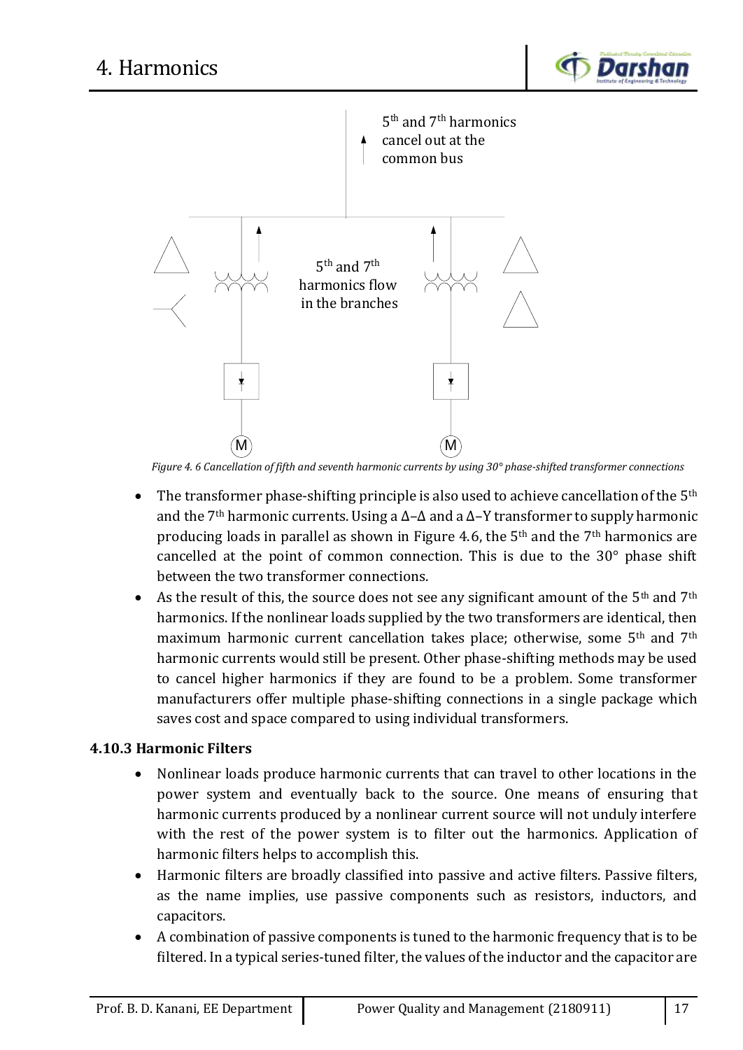5th and 7th harmonics cancel out at the common bus

5th and 7th harmonics flow in the branches

*Figure 4. 6 Cancellation of fifth and seventh harmonic currents by using 30° phase-shifted transformer connections*

- The transformer phase-shifting principle is also used to achieve cancellation of the 5th and the 7th harmonic currents. Using a Δ–Δ and a Δ–Y transformer to supply harmonic producing loads in parallel as shown in Figure 4.6, the 5th and the 7th harmonics are cancelled at the point of common connection. This is due to the 30° phase shift between the two transformer connections.
- As the result of this, the source does not see any significant amount of the 5th and 7th harmonics. If the nonlinear loads supplied by the two transformers are identical, then maximum harmonic current cancellation takes place; otherwise, some 5th and 7th harmonic currents would still be present. Other phase-shifting methods may be used to cancel higher harmonics if they are found to be a problem. Some transformer manufacturers offer multiple phase-shifting connections in a single package which saves cost and space compared to using individual transformers.

### 4.10.3 Harmonic Filters

- Nonlinear loads produce harmonic currents that can travel to other locations in the power system and eventually back to the source. One means of ensuring that harmonic currents produced by a nonlinear current source will not unduly interfere with the rest of the power system is to filter out the harmonics. Application of harmonic filters helps to accomplish this.
- Harmonic filters are broadly classified into passive and active filters. Passive filters, as the name implies, use passive components such as resistors, inductors, and capacitors.
- A combination of passive components is tuned to the harmonic frequency that is to be filtered. In a typical series-tuned filter, the values of the inductor and the capacitor are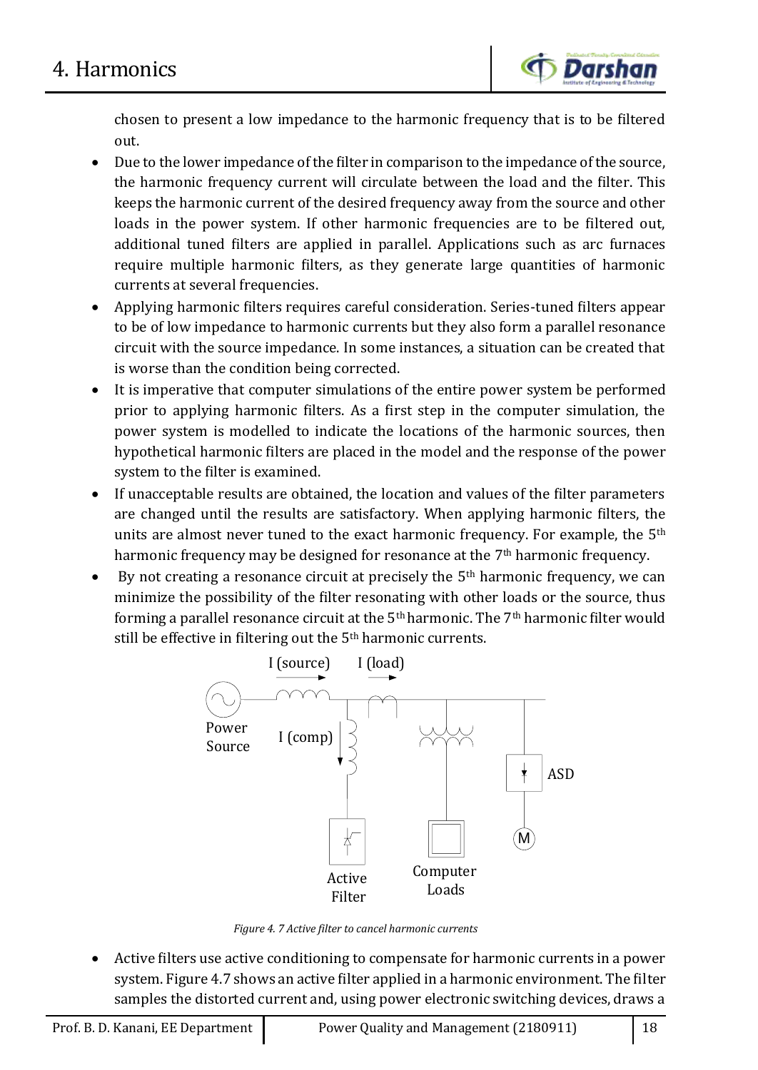chosen to present a low impedance to the harmonic frequency that is to be filtered out.

- Due to the lower impedance of the filter in comparison to the impedance of the source, the harmonic frequency current will circulate between the load and the filter. This keeps the harmonic current of the desired frequency away from the source and other loads in the power system. If other harmonic frequencies are to be filtered out, additional tuned filters are applied in parallel. Applications such as arc furnaces require multiple harmonic filters, as they generate large quantities of harmonic currents at several frequencies.
- Applying harmonic filters requires careful consideration. Series-tuned filters appear to be of low impedance to harmonic currents but they also form a parallel resonance circuit with the source impedance. In some instances, a situation can be created that is worse than the condition being corrected.
- It is imperative that computer simulations of the entire power system be performed prior to applying harmonic filters. As a first step in the computer simulation, the power system is modelled to indicate the locations of the harmonic sources, then hypothetical harmonic filters are placed in the model and the response of the power system to the filter is examined.
- If unacceptable results are obtained, the location and values of the filter parameters are changed until the results are satisfactory. When applying harmonic filters, the units are almost never tuned to the exact harmonic frequency. For example, the $5^{th}$ harmonic frequency may be designed for resonance at the $7^{th}$ harmonic frequency.
- By not creating a resonance circuit at precisely the $5^{th}$ harmonic frequency, we can minimize the possibility of the filter resonating with other loads or the source, thus forming a parallel resonance circuit at the $5^{th}$ harmonic. The $7^{th}$ harmonic filter would still be effective in filtering out the $5^{th}$ harmonic currents.

I (source) I (load) Power Source I (comp) ASD Active Filter Computer Loads M

*Figure 4. 7 Active filter to cancel harmonic currents*

- Active filters use active conditioning to compensate for harmonic currents in a power system. Figure 4.7 shows an active filter applied in a harmonic environment. The filter samples the distorted current and, using power electronic switching devices, draws a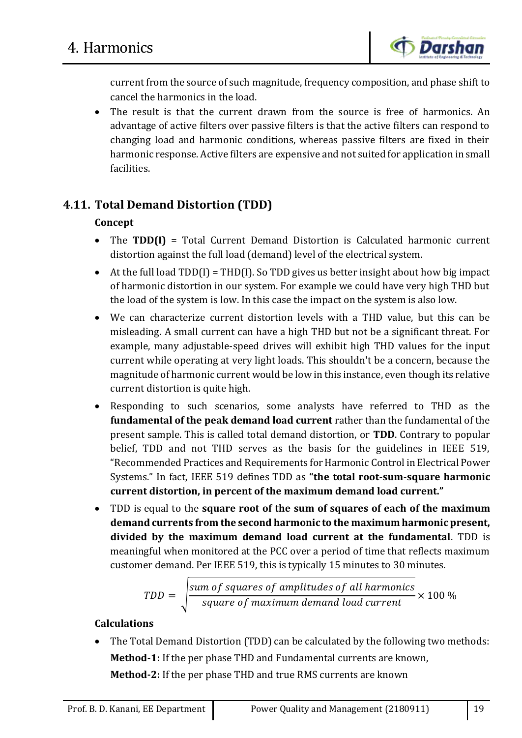current from the source of such magnitude, frequency composition, and phase shift to cancel the harmonics in the load.

- The result is that the current drawn from the source is free of harmonics. An advantage of active filters over passive filters is that the active filters can respond to changing load and harmonic conditions, whereas passive filters are fixed in their harmonic response. Active filters are expensive and not suited for application in small facilities.

## 4.11. Total Demand Distortion (TDD)

**Concept**

- The **TDD(I)** = Total Current Demand Distortion is Calculated harmonic current distortion against the full load (demand) level of the electrical system.
- At the full load TDD(I) = THD(I). So TDD gives us better insight about how big impact of harmonic distortion in our system. For example we could have very high THD but the load of the system is low. In this case the impact on the system is also low.
- We can characterize current distortion levels with a THD value, but this can be misleading. A small current can have a high THD but not be a significant threat. For example, many adjustable-speed drives will exhibit high THD values for the input current while operating at very light loads. This shouldn't be a concern, because the magnitude of harmonic current would be low in this instance, even though its relative current distortion is quite high.
- Responding to such scenarios, some analysts have referred to THD as the **fundamental of the peak demand load current** rather than the fundamental of the present sample. This is called total demand distortion, or **TDD**. Contrary to popular belief, TDD and not THD serves as the basis for the guidelines in IEEE 519, "Recommended Practices and Requirements for Harmonic Control in Electrical Power Systems." In fact, IEEE 519 defines TDD as **"the total root-sum-square harmonic current distortion, in percent of the maximum demand load current."**
- TDD is equal to the **square root of the sum of squares of each of the maximum demand currents from the second harmonic to the maximum harmonic present, divided by the maximum demand load current at the fundamental**. TDD is meaningful when monitored at the PCC over a period of time that reflects maximum customer demand. Per IEEE 519, this is typically 15 minutes to 30 minutes.

$$TDD = \sqrt{\frac{sum\ of\ squares\ of\ amplitudes\ of\ all\ harmonics}{square\ of\ maximum\ demand\ load\ current}} \times 100\ \%$$

**Calculations**

- The Total Demand Distortion (TDD) can be calculated by the following two methods:
  **Method-1:** If the per phase THD and Fundamental currents are known,
  **Method-2:** If the per phase THD and true RMS currents are known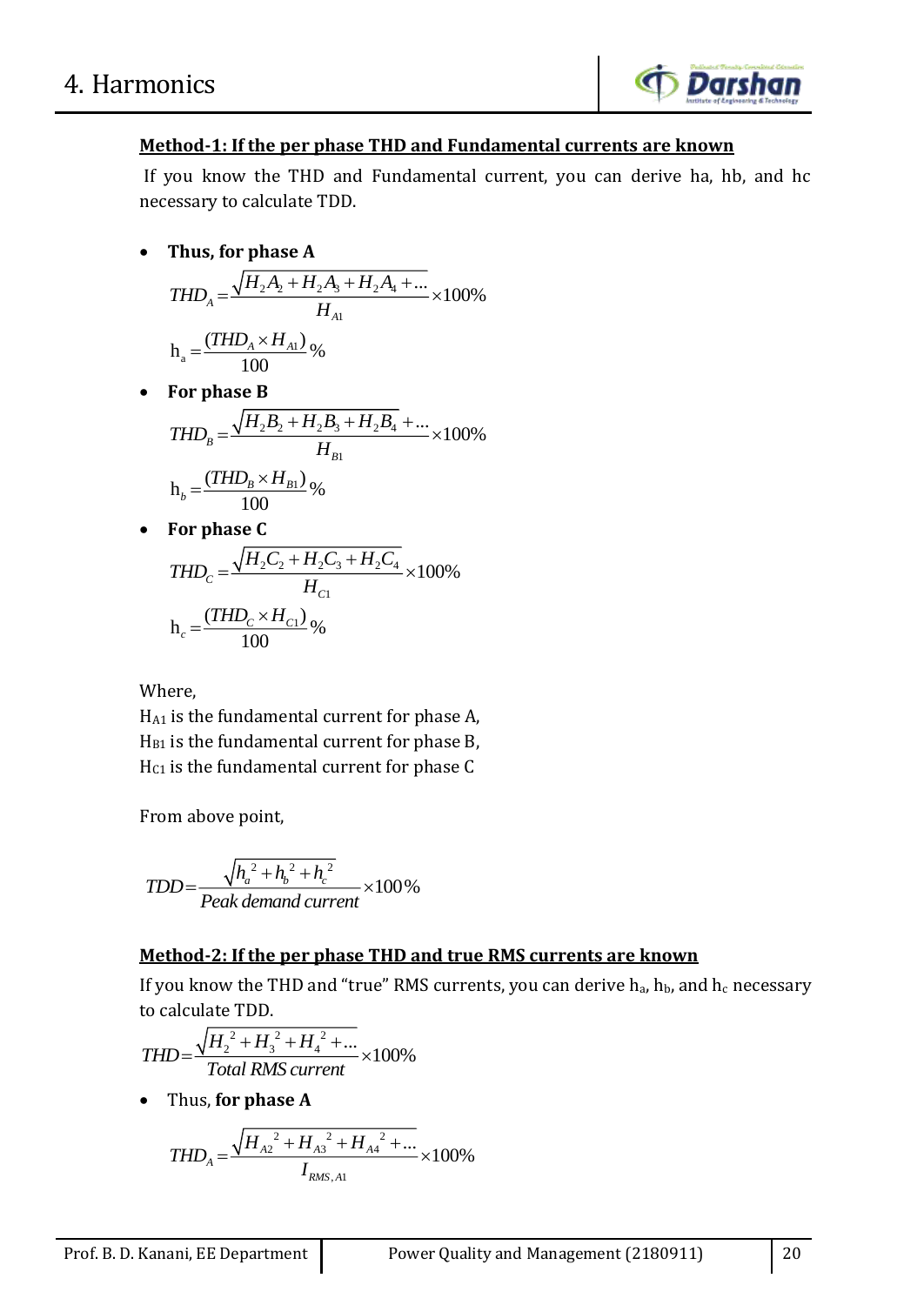**Method-1: If the per phase THD and Fundamental currents are known**

If you know the THD and Fundamental current, you can derive ha, hb, and hc necessary to calculate TDD.

- **Thus, for phase A**

$$THD_A = \frac{\sqrt{H_2A_2 + H_2A_3 + H_2A_4 + \dots}}{H_{A1}} \times 100\%$$

$$\text{h}_a = \frac{(THD_A \times H_{A1})}{100}\%$$

- **For phase B**

$$THD_B = \frac{\sqrt{H_2B_2 + H_2B_3 + H_2B_4} + \dots}{H_{B1}} \times 100\%$$

$$\text{h}_b = \frac{(THD_B \times H_{B1})}{100}\%$$

- **For phase C**

$$THD_C = \frac{\sqrt{H_2C_2 + H_2C_3 + H_2C_4}}{H_{C1}} \times 100\%$$

$$\text{h}_c = \frac{(THD_C \times H_{C1})}{100}\%$$

Where,
$H_{A1}$ is the fundamental current for phase A,
$H_{B1}$ is the fundamental current for phase B,
$H_{C1}$ is the fundamental current for phase C

From above point,

$$TDD = \frac{\sqrt{h_a^2 + h_b^2 + h_c^2}}{\text{Peak demand current}} \times 100\%$$

**Method-2: If the per phase THD and true RMS currents are known**

If you know the THD and "true" RMS currents, you can derive $h_a$, $h_b$, and $h_c$ necessary to calculate TDD.

$$THD = \frac{\sqrt{H_2^2 + H_3^2 + H_4^2 + \dots}}{\text{Total RMS current}} \times 100\%$$

- Thus, **for phase A**

$$THD_A = \frac{\sqrt{H_{A2}^2 + H_{A3}^2 + H_{A4}^2 + \dots}}{I_{RMS,A1}} \times 100\%$$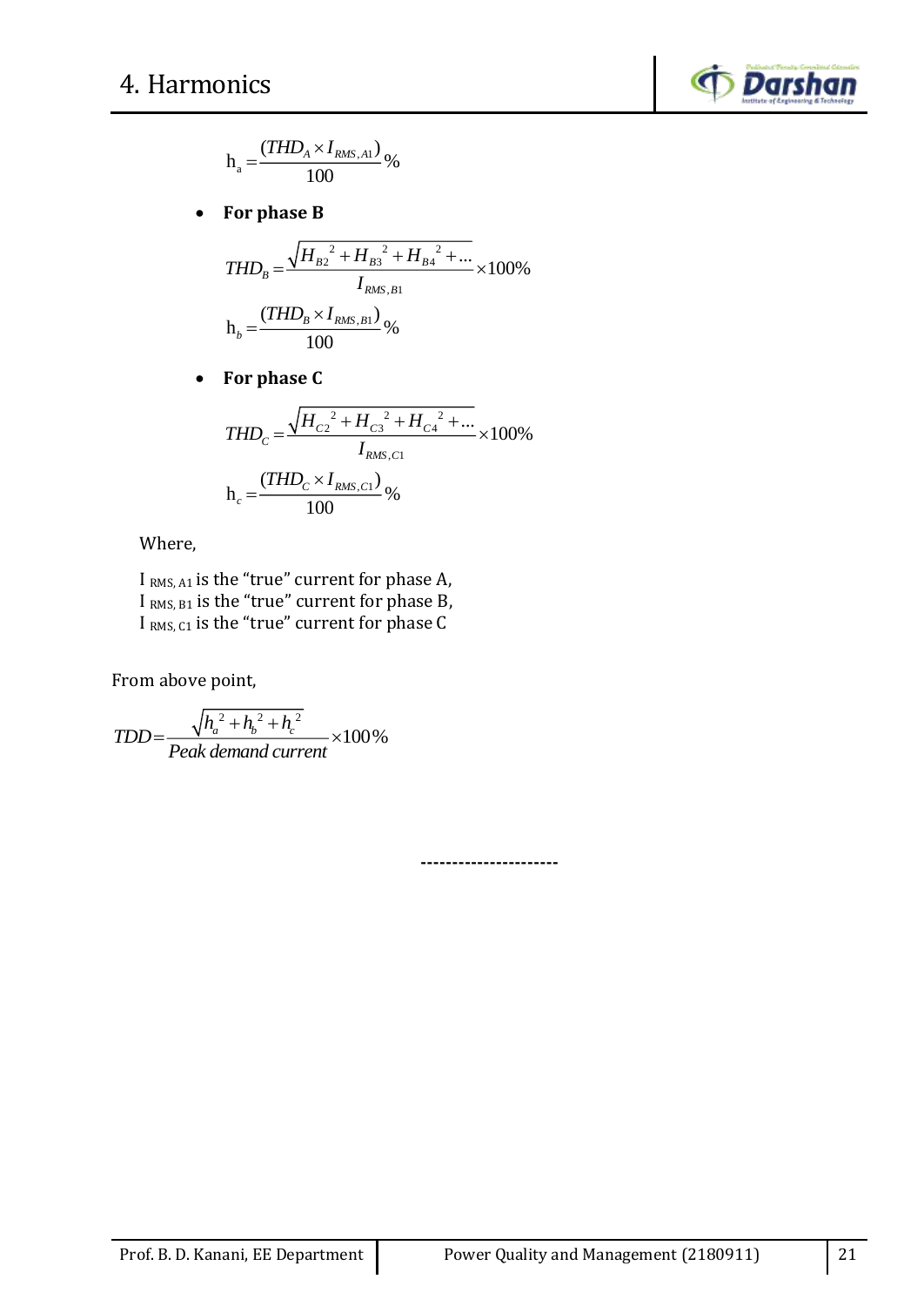$$h_a = \frac{(THD_A \times I_{RMS,A1})}{100}\%$$

- **For phase B**

$$THD_B = \frac{\sqrt{H_{B2}^{\ 2} + H_{B3}^{\ 2} + H_{B4}^{\ 2} + ...}}{I_{RMS,B1}} \times 100\%$$

$$h_b = \frac{(THD_B \times I_{RMS,B1})}{100}\%$$

- **For phase C**

$$THD_C = \frac{\sqrt{H_{C2}^{\ 2} + H_{C3}^{\ 2} + H_{C4}^{\ 2} + ...}}{I_{RMS,C1}} \times 100\%$$

$$h_c = \frac{(THD_C \times I_{RMS,C1})}{100}\%$$

Where,

$I_{RMS,A1}$ is the "true" current for phase A,
$I_{RMS,B1}$ is the "true" current for phase B,
$I_{RMS,C1}$ is the "true" current for phase C

From above point,

$$TDD = \frac{\sqrt{h_a^{\ 2} + h_b^{\ 2} + h_c^{\ 2}}}{Peak\ demand\ current} \times 100\%$$

---------------------